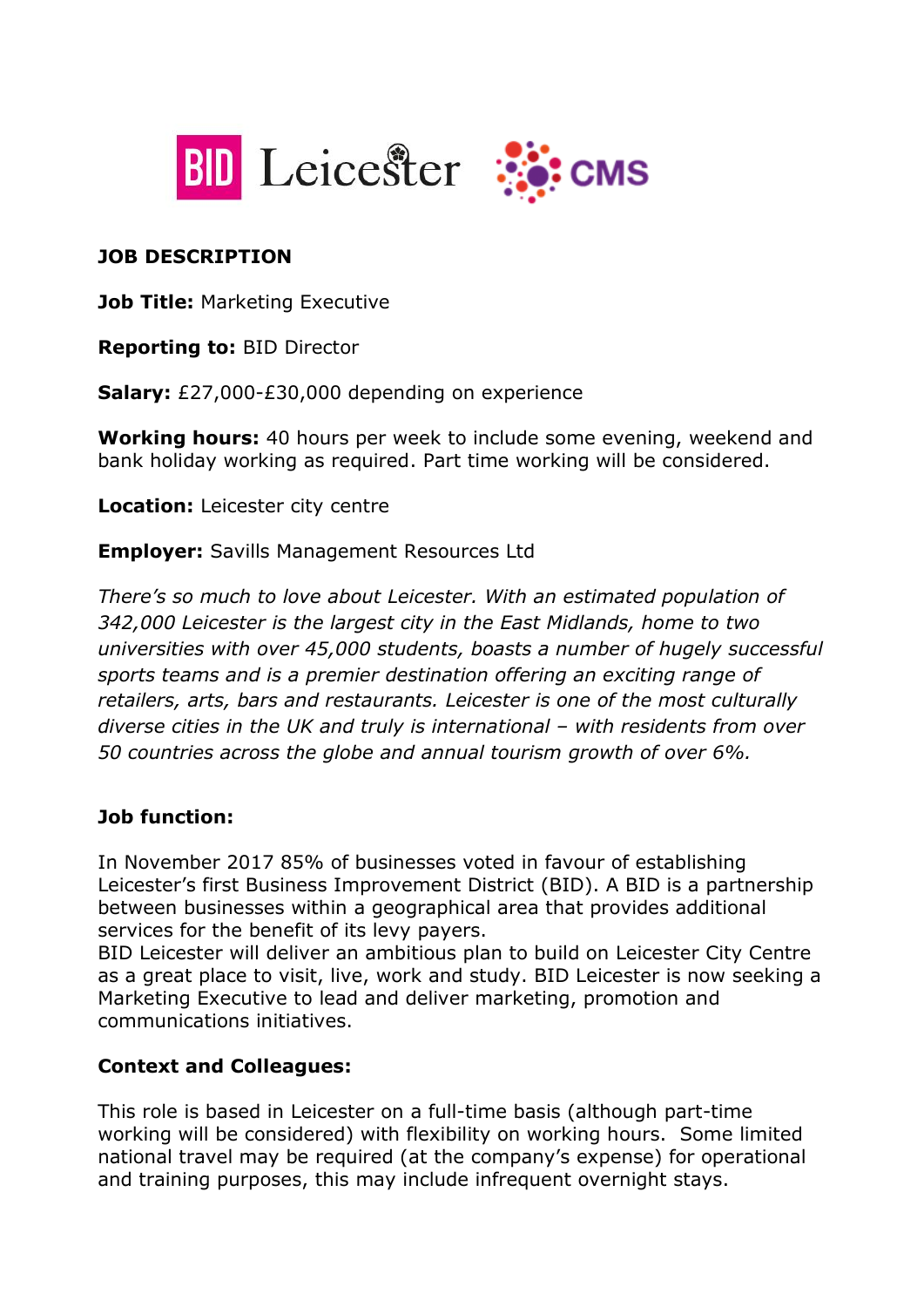BID Leicester CMS

## JOB DESCRIPTION

**Job Title:** Marketing Executive

**Reporting to:** BID Director

**Salary:** £27,000-£30,000 depending on experience

**Working hours:** 40 hours per week to include some evening, weekend and bank holiday working as required. Part time working will be considered.

**Location:** Leicester city centre

**Employer:** Savills Management Resources Ltd

*There's so much to love about Leicester. With an estimated population of 342,000 Leicester is the largest city in the East Midlands, home to two universities with over 45,000 students, boasts a number of hugely successful sports teams and is a premier destination offering an exciting range of retailers, arts, bars and restaurants. Leicester is one of the most culturally diverse cities in the UK and truly is international – with residents from over 50 countries across the globe and annual tourism growth of over 6%.*

### Job function:

In November 2017 85% of businesses voted in favour of establishing Leicester's first Business Improvement District (BID). A BID is a partnership between businesses within a geographical area that provides additional services for the benefit of its levy payers.
BID Leicester will deliver an ambitious plan to build on Leicester City Centre as a great place to visit, live, work and study. BID Leicester is now seeking a Marketing Executive to lead and deliver marketing, promotion and communications initiatives.

### Context and Colleagues:

This role is based in Leicester on a full-time basis (although part-time working will be considered) with flexibility on working hours. Some limited national travel may be required (at the company's expense) for operational and training purposes, this may include infrequent overnight stays.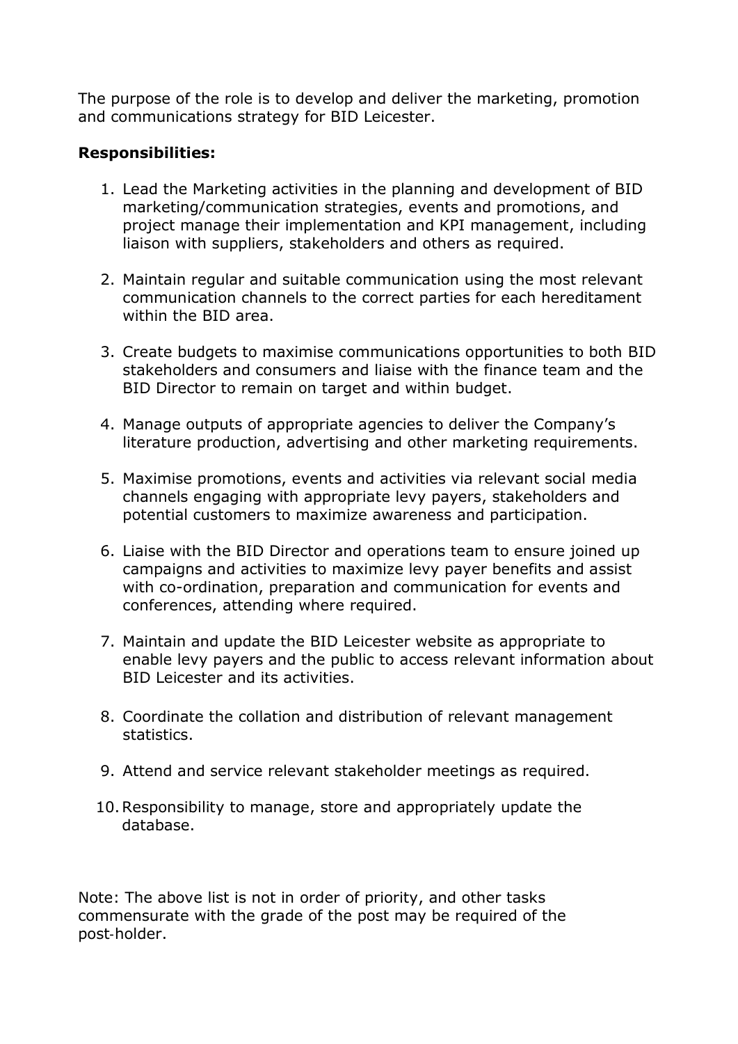The purpose of the role is to develop and deliver the marketing, promotion and communications strategy for BID Leicester.

**Responsibilities:**

1. Lead the Marketing activities in the planning and development of BID marketing/communication strategies, events and promotions, and project manage their implementation and KPI management, including liaison with suppliers, stakeholders and others as required.

2. Maintain regular and suitable communication using the most relevant communication channels to the correct parties for each hereditament within the BID area.

3. Create budgets to maximise communications opportunities to both BID stakeholders and consumers and liaise with the finance team and the BID Director to remain on target and within budget.

4. Manage outputs of appropriate agencies to deliver the Company's literature production, advertising and other marketing requirements.

5. Maximise promotions, events and activities via relevant social media channels engaging with appropriate levy payers, stakeholders and potential customers to maximize awareness and participation.

6. Liaise with the BID Director and operations team to ensure joined up campaigns and activities to maximize levy payer benefits and assist with co-ordination, preparation and communication for events and conferences, attending where required.

7. Maintain and update the BID Leicester website as appropriate to enable levy payers and the public to access relevant information about BID Leicester and its activities.

8. Coordinate the collation and distribution of relevant management statistics.

9. Attend and service relevant stakeholder meetings as required.

10. Responsibility to manage, store and appropriately update the database.

Note: The above list is not in order of priority, and other tasks commensurate with the grade of the post may be required of the post-holder.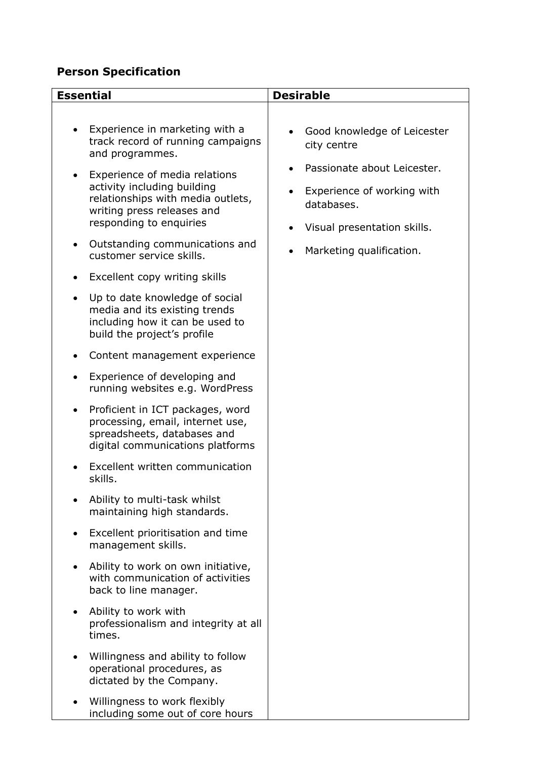## Person Specification

| Essential | Desirable |
|---|---|
| • Experience in marketing with a track record of running campaigns and programmes.<br>• Experience of media relations activity including building relationships with media outlets, writing press releases and responding to enquiries<br>• Outstanding communications and customer service skills.<br>• Excellent copy writing skills<br>• Up to date knowledge of social media and its existing trends including how it can be used to build the project's profile<br>• Content management experience<br>• Experience of developing and running websites e.g. WordPress<br>• Proficient in ICT packages, word processing, email, internet use, spreadsheets, databases and digital communications platforms<br>• Excellent written communication skills.<br>• Ability to multi-task whilst maintaining high standards.<br>• Excellent prioritisation and time management skills.<br>• Ability to work on own initiative, with communication of activities back to line manager.<br>• Ability to work with professionalism and integrity at all times.<br>• Willingness and ability to follow operational procedures, as dictated by the Company.<br>• Willingness to work flexibly including some out of core hours | • Good knowledge of Leicester city centre<br>• Passionate about Leicester.<br>• Experience of working with databases.<br>• Visual presentation skills.<br>• Marketing qualification. |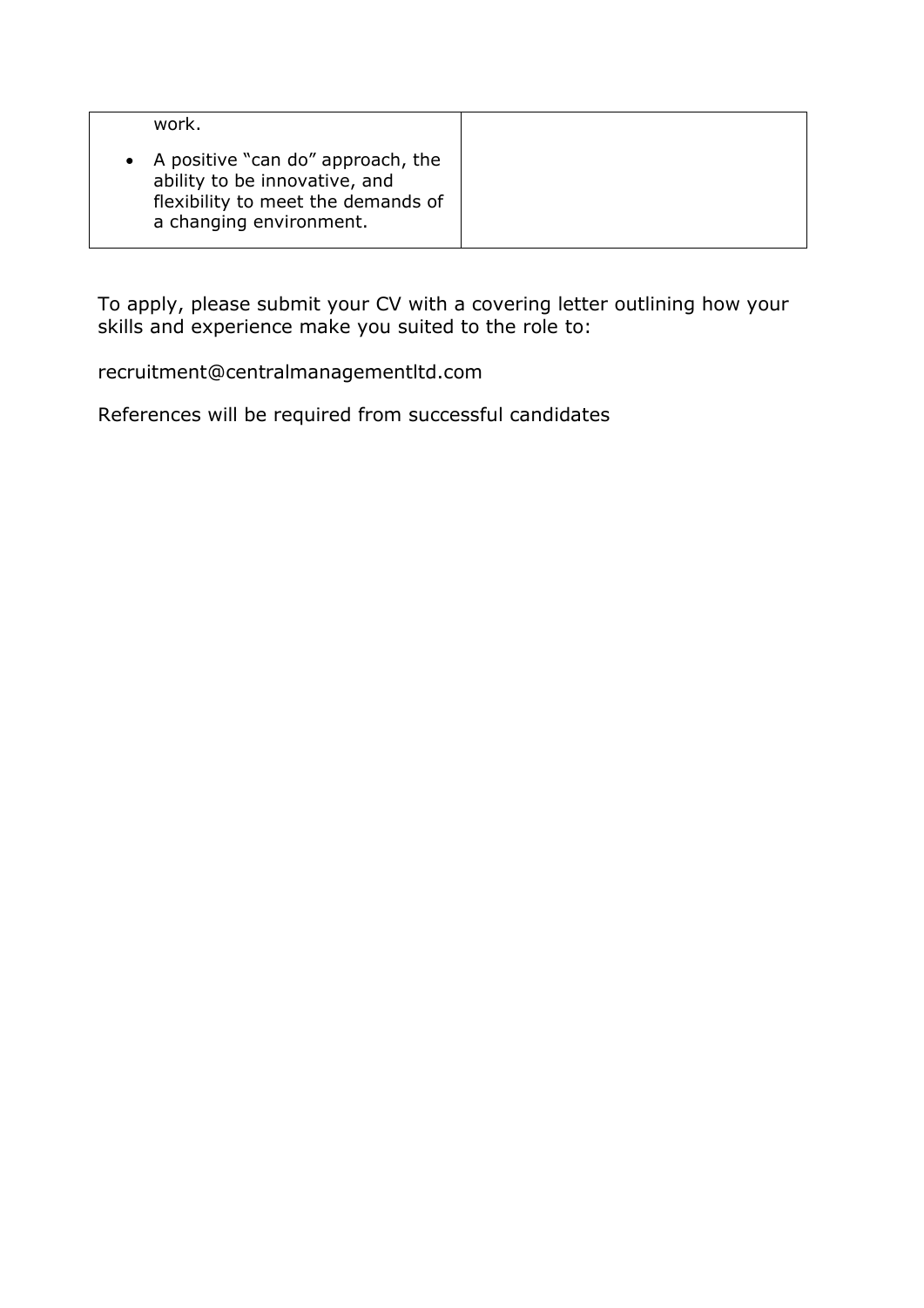| | |
|---|---|
| work.<br><br>• A positive "can do" approach, the ability to be innovative, and flexibility to meet the demands of a changing environment. | |

To apply, please submit your CV with a covering letter outlining how your skills and experience make you suited to the role to:

recruitment@centralmanagementltd.com

References will be required from successful candidates